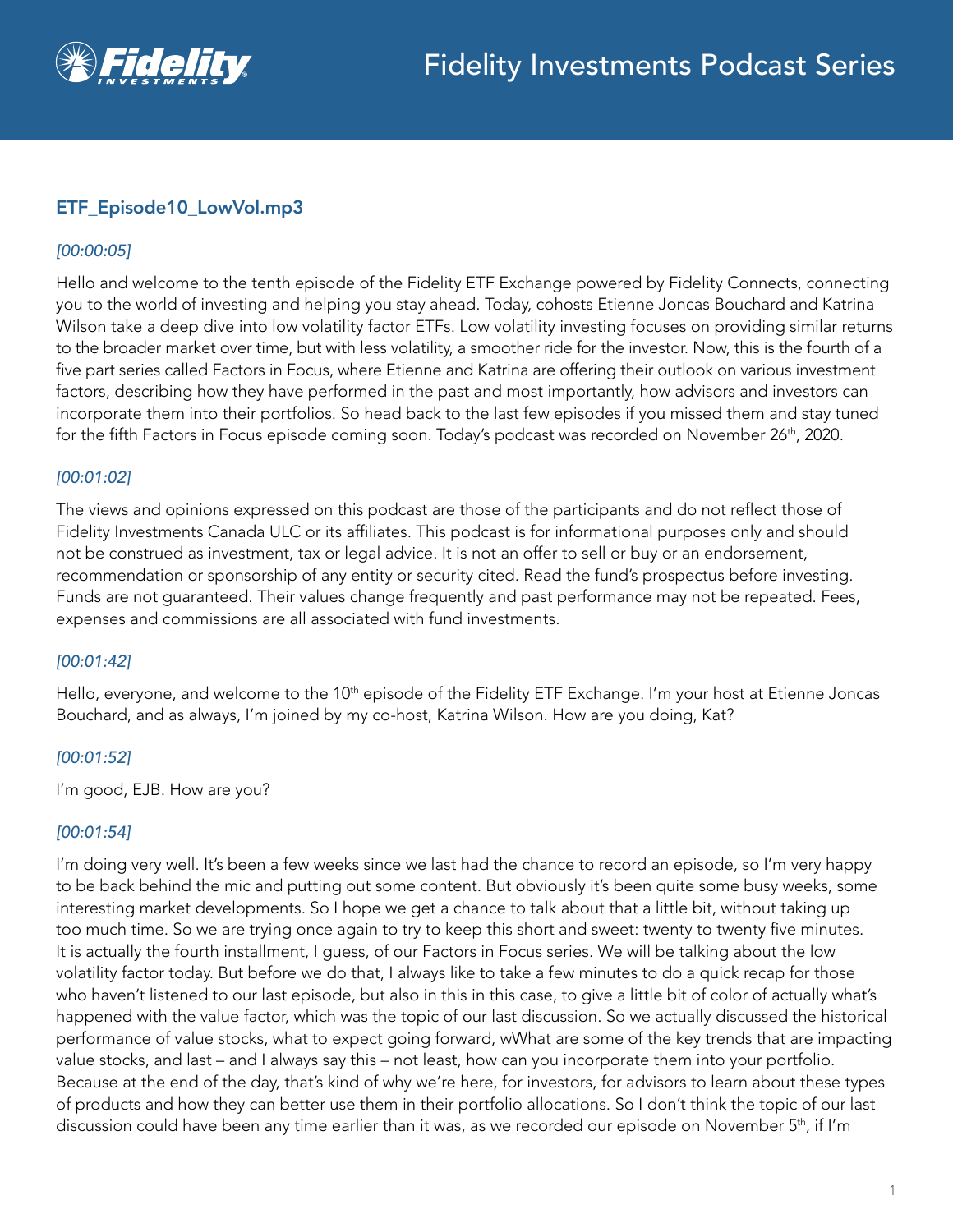## ETF_Episode10_LowVol.mp3

*[00:00:05]*

Hello and welcome to the tenth episode of the Fidelity ETF Exchange powered by Fidelity Connects, connecting you to the world of investing and helping you stay ahead. Today, cohosts Etienne Joncas Bouchard and Katrina Wilson take a deep dive into low volatility factor ETFs. Low volatility investing focuses on providing similar returns to the broader market over time, but with less volatility, a smoother ride for the investor. Now, this is the fourth of a five part series called Factors in Focus, where Etienne and Katrina are offering their outlook on various investment factors, describing how they have performed in the past and most importantly, how advisors and investors can incorporate them into their portfolios. So head back to the last few episodes if you missed them and stay tuned for the fifth Factors in Focus episode coming soon. Today's podcast was recorded on November 26th, 2020.

*[00:01:02]*

The views and opinions expressed on this podcast are those of the participants and do not reflect those of Fidelity Investments Canada ULC or its affiliates. This podcast is for informational purposes only and should not be construed as investment, tax or legal advice. It is not an offer to sell or buy or an endorsement, recommendation or sponsorship of any entity or security cited. Read the fund's prospectus before investing. Funds are not guaranteed. Their values change frequently and past performance may not be repeated. Fees, expenses and commissions are all associated with fund investments.

*[00:01:42]*

Hello, everyone, and welcome to the 10th episode of the Fidelity ETF Exchange. I'm your host at Etienne Joncas Bouchard, and as always, I'm joined by my co-host, Katrina Wilson. How are you doing, Kat?

*[00:01:52]*

I'm good, EJB. How are you?

*[00:01:54]*

I'm doing very well. It's been a few weeks since we last had the chance to record an episode, so I'm very happy to be back behind the mic and putting out some content. But obviously it's been quite some busy weeks, some interesting market developments. So I hope we get a chance to talk about that a little bit, without taking up too much time. So we are trying once again to try to keep this short and sweet: twenty to twenty five minutes. It is actually the fourth installment, I guess, of our Factors in Focus series. We will be talking about the low volatility factor today. But before we do that, I always like to take a few minutes to do a quick recap for those who haven't listened to our last episode, but also in this in this case, to give a little bit of color of actually what's happened with the value factor, which was the topic of our last discussion. So we actually discussed the historical performance of value stocks, what to expect going forward, wWhat are some of the key trends that are impacting value stocks, and last – and I always say this – not least, how can you incorporate them into your portfolio. Because at the end of the day, that's kind of why we're here, for investors, for advisors to learn about these types of products and how they can better use them in their portfolio allocations. So I don't think the topic of our last discussion could have been any time earlier than it was, as we recorded our episode on November 5th, if I'm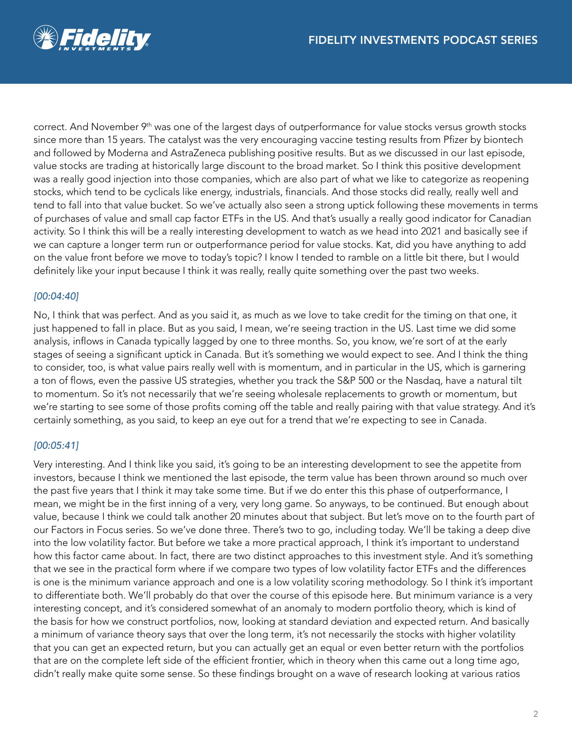correct. And November 9th was one of the largest days of outperformance for value stocks versus growth stocks since more than 15 years. The catalyst was the very encouraging vaccine testing results from Pfizer by biontech and followed by Moderna and AstraZeneca publishing positive results. But as we discussed in our last episode, value stocks are trading at historically large discount to the broad market. So I think this positive development was a really good injection into those companies, which are also part of what we like to categorize as reopening stocks, which tend to be cyclicals like energy, industrials, financials. And those stocks did really, really well and tend to fall into that value bucket. So we've actually also seen a strong uptick following these movements in terms of purchases of value and small cap factor ETFs in the US. And that's usually a really good indicator for Canadian activity. So I think this will be a really interesting development to watch as we head into 2021 and basically see if we can capture a longer term run or outperformance period for value stocks. Kat, did you have anything to add on the value front before we move to today's topic? I know I tended to ramble on a little bit there, but I would definitely like your input because I think it was really, really quite something over the past two weeks.

*[00:04:40]*

No, I think that was perfect. And as you said it, as much as we love to take credit for the timing on that one, it just happened to fall in place. But as you said, I mean, we're seeing traction in the US. Last time we did some analysis, inflows in Canada typically lagged by one to three months. So, you know, we're sort of at the early stages of seeing a significant uptick in Canada. But it's something we would expect to see. And I think the thing to consider, too, is what value pairs really well with is momentum, and in particular in the US, which is garnering a ton of flows, even the passive US strategies, whether you track the S&P 500 or the Nasdaq, have a natural tilt to momentum. So it's not necessarily that we're seeing wholesale replacements to growth or momentum, but we're starting to see some of those profits coming off the table and really pairing with that value strategy. And it's certainly something, as you said, to keep an eye out for a trend that we're expecting to see in Canada.

*[00:05:41]*

Very interesting. And I think like you said, it's going to be an interesting development to see the appetite from investors, because I think we mentioned the last episode, the term value has been thrown around so much over the past five years that I think it may take some time. But if we do enter this this phase of outperformance, I mean, we might be in the first inning of a very, very long game. So anyways, to be continued. But enough about value, because I think we could talk another 20 minutes about that subject. But let's move on to the fourth part of our Factors in Focus series. So we've done three. There's two to go, including today. We'll be taking a deep dive into the low volatility factor. But before we take a more practical approach, I think it's important to understand how this factor came about. In fact, there are two distinct approaches to this investment style. And it's something that we see in the practical form where if we compare two types of low volatility factor ETFs and the differences is one is the minimum variance approach and one is a low volatility scoring methodology. So I think it's important to differentiate both. We'll probably do that over the course of this episode here. But minimum variance is a very interesting concept, and it's considered somewhat of an anomaly to modern portfolio theory, which is kind of the basis for how we construct portfolios, now, looking at standard deviation and expected return. And basically a minimum of variance theory says that over the long term, it's not necessarily the stocks with higher volatility that you can get an expected return, but you can actually get an equal or even better return with the portfolios that are on the complete left side of the efficient frontier, which in theory when this came out a long time ago, didn't really make quite some sense. So these findings brought on a wave of research looking at various ratios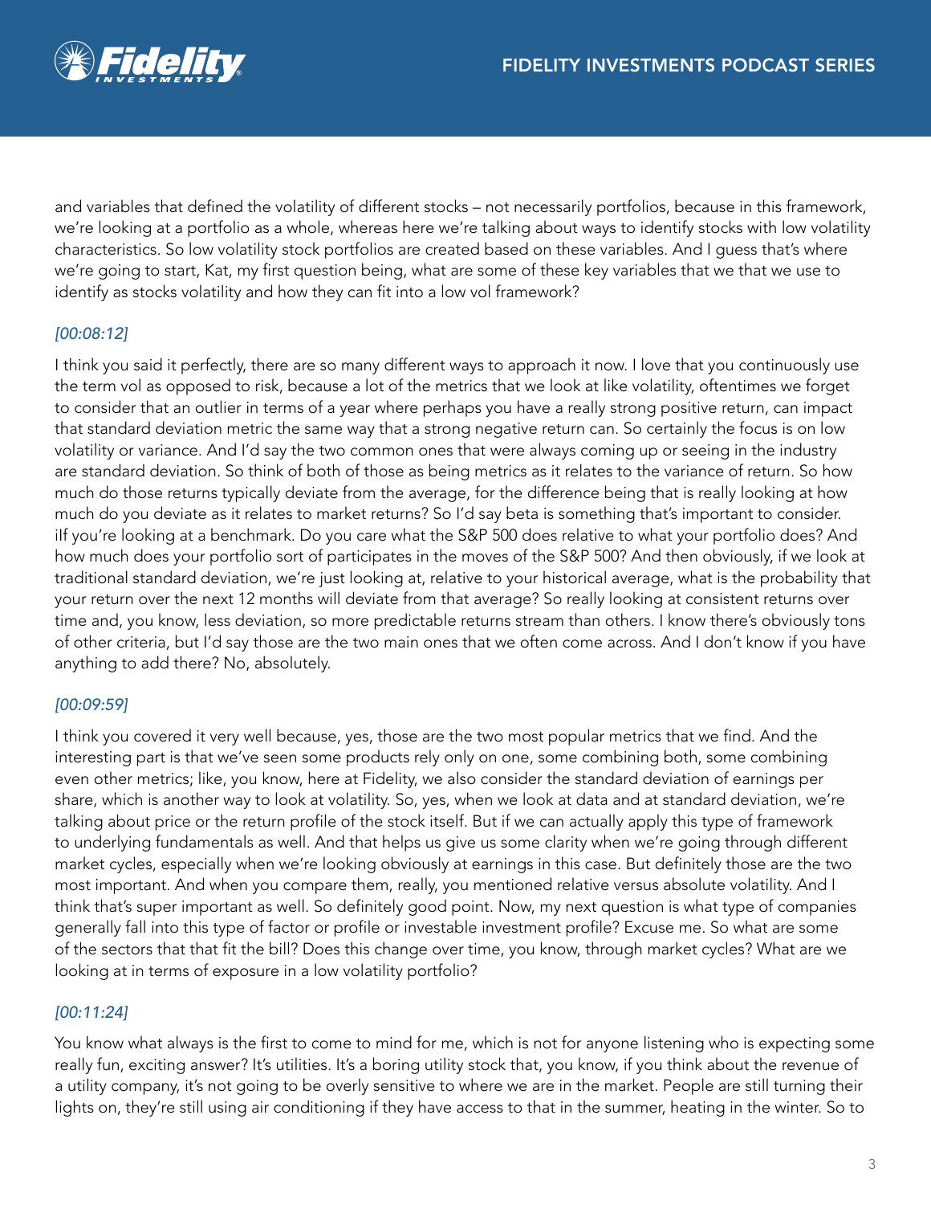and variables that defined the volatility of different stocks – not necessarily portfolios, because in this framework, we're looking at a portfolio as a whole, whereas here we're talking about ways to identify stocks with low volatility characteristics. So low volatility stock portfolios are created based on these variables. And I guess that's where we're going to start, Kat, my first question being, what are some of these key variables that we that we use to identify as stocks volatility and how they can fit into a low vol framework?

*[00:08:12]*

I think you said it perfectly, there are so many different ways to approach it now. I love that you continuously use the term vol as opposed to risk, because a lot of the metrics that we look at like volatility, oftentimes we forget to consider that an outlier in terms of a year where perhaps you have a really strong positive return, can impact that standard deviation metric the same way that a strong negative return can. So certainly the focus is on low volatility or variance. And I'd say the two common ones that were always coming up or seeing in the industry are standard deviation. So think of both of those as being metrics as it relates to the variance of return. So how much do those returns typically deviate from the average, for the difference being that is really looking at how much do you deviate as it relates to market returns? So I'd say beta is something that's important to consider. iIf you're looking at a benchmark. Do you care what the S&P 500 does relative to what your portfolio does? And how much does your portfolio sort of participates in the moves of the S&P 500? And then obviously, if we look at traditional standard deviation, we're just looking at, relative to your historical average, what is the probability that your return over the next 12 months will deviate from that average? So really looking at consistent returns over time and, you know, less deviation, so more predictable returns stream than others. I know there's obviously tons of other criteria, but I'd say those are the two main ones that we often come across. And I don't know if you have anything to add there? No, absolutely.

*[00:09:59]*

I think you covered it very well because, yes, those are the two most popular metrics that we find. And the interesting part is that we've seen some products rely only on one, some combining both, some combining even other metrics; like, you know, here at Fidelity, we also consider the standard deviation of earnings per share, which is another way to look at volatility. So, yes, when we look at data and at standard deviation, we're talking about price or the return profile of the stock itself. But if we can actually apply this type of framework to underlying fundamentals as well. And that helps us give us some clarity when we're going through different market cycles, especially when we're looking obviously at earnings in this case. But definitely those are the two most important. And when you compare them, really, you mentioned relative versus absolute volatility. And I think that's super important as well. So definitely good point. Now, my next question is what type of companies generally fall into this type of factor or profile or investable investment profile? Excuse me. So what are some of the sectors that that fit the bill? Does this change over time, you know, through market cycles? What are we looking at in terms of exposure in a low volatility portfolio?

*[00:11:24]*

You know what always is the first to come to mind for me, which is not for anyone listening who is expecting some really fun, exciting answer? It's utilities. It's a boring utility stock that, you know, if you think about the revenue of a utility company, it's not going to be overly sensitive to where we are in the market. People are still turning their lights on, they're still using air conditioning if they have access to that in the summer, heating in the winter. So to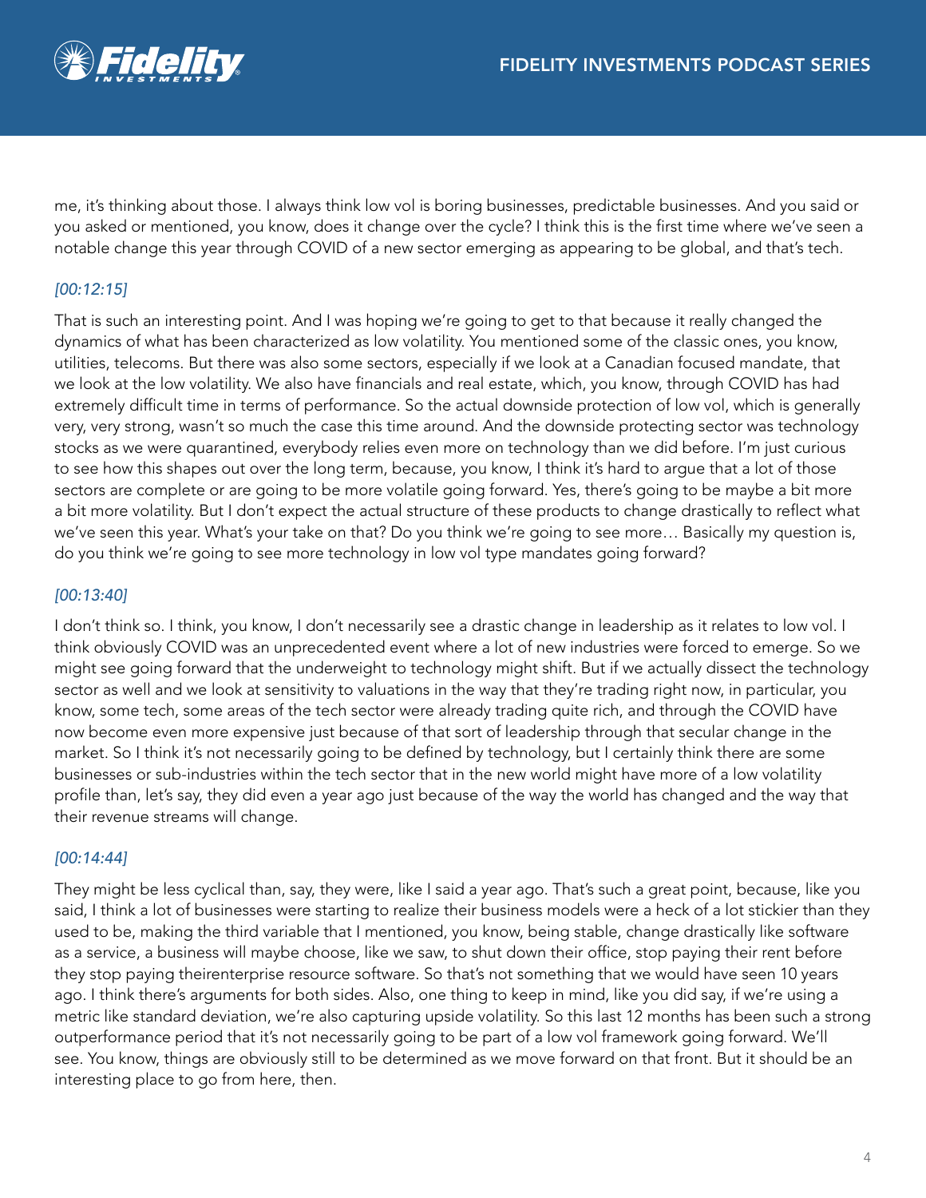me, it's thinking about those. I always think low vol is boring businesses, predictable businesses. And you said or you asked or mentioned, you know, does it change over the cycle? I think this is the first time where we've seen a notable change this year through COVID of a new sector emerging as appearing to be global, and that's tech.

*[00:12:15]*

That is such an interesting point. And I was hoping we're going to get to that because it really changed the dynamics of what has been characterized as low volatility. You mentioned some of the classic ones, you know, utilities, telecoms. But there was also some sectors, especially if we look at a Canadian focused mandate, that we look at the low volatility. We also have financials and real estate, which, you know, through COVID has had extremely difficult time in terms of performance. So the actual downside protection of low vol, which is generally very, very strong, wasn't so much the case this time around. And the downside protecting sector was technology stocks as we were quarantined, everybody relies even more on technology than we did before. I'm just curious to see how this shapes out over the long term, because, you know, I think it's hard to argue that a lot of those sectors are complete or are going to be more volatile going forward. Yes, there's going to be maybe a bit more a bit more volatility. But I don't expect the actual structure of these products to change drastically to reflect what we've seen this year. What's your take on that? Do you think we're going to see more… Basically my question is, do you think we're going to see more technology in low vol type mandates going forward?

*[00:13:40]*

I don't think so. I think, you know, I don't necessarily see a drastic change in leadership as it relates to low vol. I think obviously COVID was an unprecedented event where a lot of new industries were forced to emerge. So we might see going forward that the underweight to technology might shift. But if we actually dissect the technology sector as well and we look at sensitivity to valuations in the way that they're trading right now, in particular, you know, some tech, some areas of the tech sector were already trading quite rich, and through the COVID have now become even more expensive just because of that sort of leadership through that secular change in the market. So I think it's not necessarily going to be defined by technology, but I certainly think there are some businesses or sub-industries within the tech sector that in the new world might have more of a low volatility profile than, let's say, they did even a year ago just because of the way the world has changed and the way that their revenue streams will change.

*[00:14:44]*

They might be less cyclical than, say, they were, like I said a year ago. That's such a great point, because, like you said, I think a lot of businesses were starting to realize their business models were a heck of a lot stickier than they used to be, making the third variable that I mentioned, you know, being stable, change drastically like software as a service, a business will maybe choose, like we saw, to shut down their office, stop paying their rent before they stop paying theirenterprise resource software. So that's not something that we would have seen 10 years ago. I think there's arguments for both sides. Also, one thing to keep in mind, like you did say, if we're using a metric like standard deviation, we're also capturing upside volatility. So this last 12 months has been such a strong outperformance period that it's not necessarily going to be part of a low vol framework going forward. We'll see. You know, things are obviously still to be determined as we move forward on that front. But it should be an interesting place to go from here, then.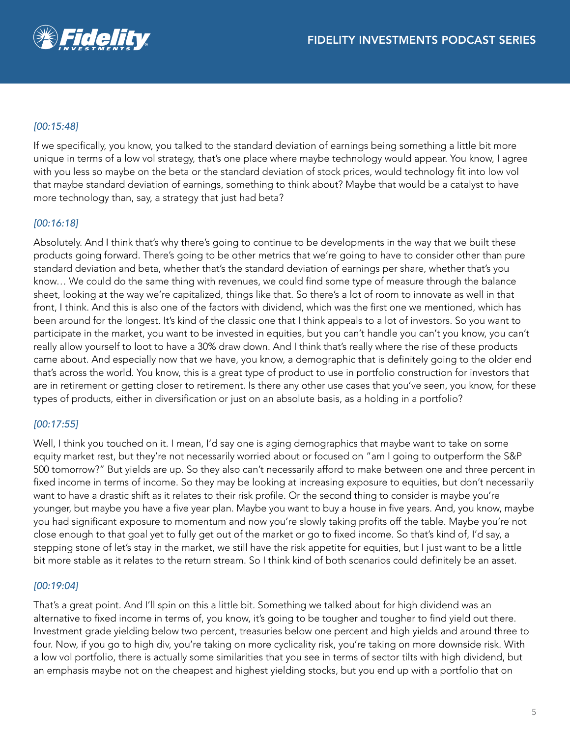*[00:15:48]*

If we specifically, you know, you talked to the standard deviation of earnings being something a little bit more unique in terms of a low vol strategy, that's one place where maybe technology would appear. You know, I agree with you less so maybe on the beta or the standard deviation of stock prices, would technology fit into low vol that maybe standard deviation of earnings, something to think about? Maybe that would be a catalyst to have more technology than, say, a strategy that just had beta?

*[00:16:18]*

Absolutely. And I think that's why there's going to continue to be developments in the way that we built these products going forward. There's going to be other metrics that we're going to have to consider other than pure standard deviation and beta, whether that's the standard deviation of earnings per share, whether that's you know… We could do the same thing with revenues, we could find some type of measure through the balance sheet, looking at the way we're capitalized, things like that. So there's a lot of room to innovate as well in that front, I think. And this is also one of the factors with dividend, which was the first one we mentioned, which has been around for the longest. It's kind of the classic one that I think appeals to a lot of investors. So you want to participate in the market, you want to be invested in equities, but you can't handle you can't you know, you can't really allow yourself to loot to have a 30% draw down. And I think that's really where the rise of these products came about. And especially now that we have, you know, a demographic that is definitely going to the older end that's across the world. You know, this is a great type of product to use in portfolio construction for investors that are in retirement or getting closer to retirement. Is there any other use cases that you've seen, you know, for these types of products, either in diversification or just on an absolute basis, as a holding in a portfolio?

*[00:17:55]*

Well, I think you touched on it. I mean, I'd say one is aging demographics that maybe want to take on some equity market rest, but they're not necessarily worried about or focused on "am I going to outperform the S&P 500 tomorrow?" But yields are up. So they also can't necessarily afford to make between one and three percent in fixed income in terms of income. So they may be looking at increasing exposure to equities, but don't necessarily want to have a drastic shift as it relates to their risk profile. Or the second thing to consider is maybe you're younger, but maybe you have a five year plan. Maybe you want to buy a house in five years. And, you know, maybe you had significant exposure to momentum and now you're slowly taking profits off the table. Maybe you're not close enough to that goal yet to fully get out of the market or go to fixed income. So that's kind of, I'd say, a stepping stone of let's stay in the market, we still have the risk appetite for equities, but I just want to be a little bit more stable as it relates to the return stream. So I think kind of both scenarios could definitely be an asset.

*[00:19:04]*

That's a great point. And I'll spin on this a little bit. Something we talked about for high dividend was an alternative to fixed income in terms of, you know, it's going to be tougher and tougher to find yield out there. Investment grade yielding below two percent, treasuries below one percent and high yields and around three to four. Now, if you go to high div, you're taking on more cyclicality risk, you're taking on more downside risk. With a low vol portfolio, there is actually some similarities that you see in terms of sector tilts with high dividend, but an emphasis maybe not on the cheapest and highest yielding stocks, but you end up with a portfolio that on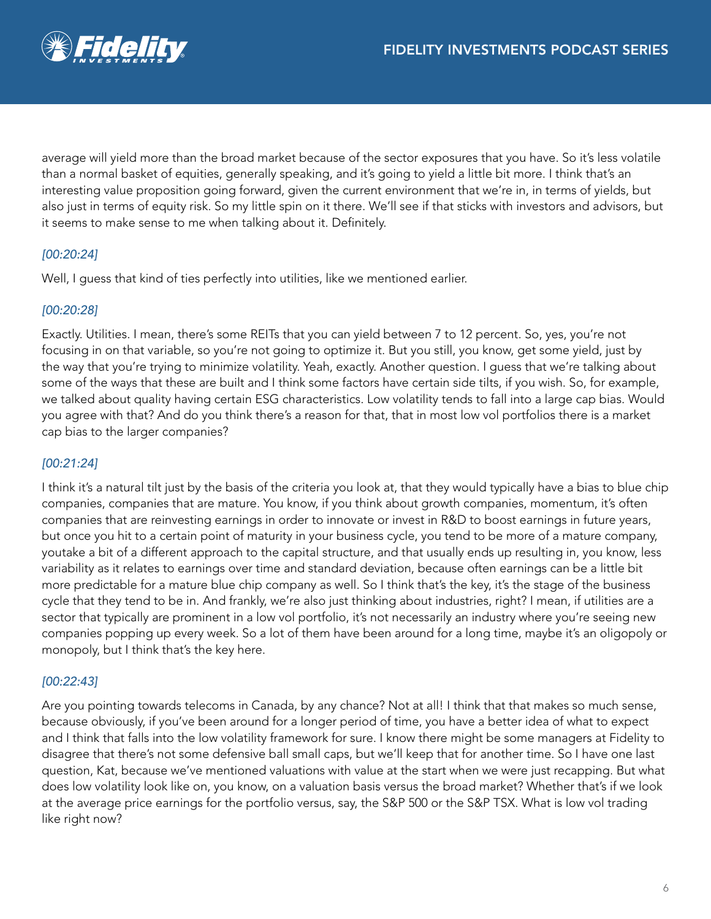average will yield more than the broad market because of the sector exposures that you have. So it's less volatile than a normal basket of equities, generally speaking, and it's going to yield a little bit more. I think that's an interesting value proposition going forward, given the current environment that we're in, in terms of yields, but also just in terms of equity risk. So my little spin on it there. We'll see if that sticks with investors and advisors, but it seems to make sense to me when talking about it. Definitely.

*[00:20:24]*

Well, I guess that kind of ties perfectly into utilities, like we mentioned earlier.

*[00:20:28]*

Exactly. Utilities. I mean, there's some REITs that you can yield between 7 to 12 percent. So, yes, you're not focusing in on that variable, so you're not going to optimize it. But you still, you know, get some yield, just by the way that you're trying to minimize volatility. Yeah, exactly. Another question. I guess that we're talking about some of the ways that these are built and I think some factors have certain side tilts, if you wish. So, for example, we talked about quality having certain ESG characteristics. Low volatility tends to fall into a large cap bias. Would you agree with that? And do you think there's a reason for that, that in most low vol portfolios there is a market cap bias to the larger companies?

*[00:21:24]*

I think it's a natural tilt just by the basis of the criteria you look at, that they would typically have a bias to blue chip companies, companies that are mature. You know, if you think about growth companies, momentum, it's often companies that are reinvesting earnings in order to innovate or invest in R&D to boost earnings in future years, but once you hit to a certain point of maturity in your business cycle, you tend to be more of a mature company, youtake a bit of a different approach to the capital structure, and that usually ends up resulting in, you know, less variability as it relates to earnings over time and standard deviation, because often earnings can be a little bit more predictable for a mature blue chip company as well. So I think that's the key, it's the stage of the business cycle that they tend to be in. And frankly, we're also just thinking about industries, right? I mean, if utilities are a sector that typically are prominent in a low vol portfolio, it's not necessarily an industry where you're seeing new companies popping up every week. So a lot of them have been around for a long time, maybe it's an oligopoly or monopoly, but I think that's the key here.

*[00:22:43]*

Are you pointing towards telecoms in Canada, by any chance? Not at all! I think that that makes so much sense, because obviously, if you've been around for a longer period of time, you have a better idea of what to expect and I think that falls into the low volatility framework for sure. I know there might be some managers at Fidelity to disagree that there's not some defensive ball small caps, but we'll keep that for another time. So I have one last question, Kat, because we've mentioned valuations with value at the start when we were just recapping. But what does low volatility look like on, you know, on a valuation basis versus the broad market? Whether that's if we look at the average price earnings for the portfolio versus, say, the S&P 500 or the S&P TSX. What is low vol trading like right now?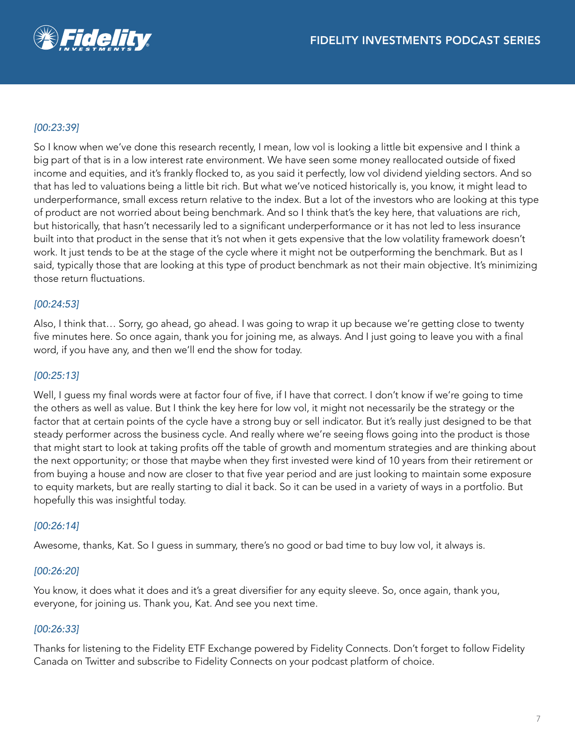*[00:23:39]*

So I know when we've done this research recently, I mean, low vol is looking a little bit expensive and I think a big part of that is in a low interest rate environment. We have seen some money reallocated outside of fixed income and equities, and it's frankly flocked to, as you said it perfectly, low vol dividend yielding sectors. And so that has led to valuations being a little bit rich. But what we've noticed historically is, you know, it might lead to underperformance, small excess return relative to the index. But a lot of the investors who are looking at this type of product are not worried about being benchmark. And so I think that's the key here, that valuations are rich, but historically, that hasn't necessarily led to a significant underperformance or it has not led to less insurance built into that product in the sense that it's not when it gets expensive that the low volatility framework doesn't work. It just tends to be at the stage of the cycle where it might not be outperforming the benchmark. But as I said, typically those that are looking at this type of product benchmark as not their main objective. It's minimizing those return fluctuations.

*[00:24:53]*

Also, I think that… Sorry, go ahead, go ahead. I was going to wrap it up because we're getting close to twenty five minutes here. So once again, thank you for joining me, as always. And I just going to leave you with a final word, if you have any, and then we'll end the show for today.

*[00:25:13]*

Well, I guess my final words were at factor four of five, if I have that correct. I don't know if we're going to time the others as well as value. But I think the key here for low vol, it might not necessarily be the strategy or the factor that at certain points of the cycle have a strong buy or sell indicator. But it's really just designed to be that steady performer across the business cycle. And really where we're seeing flows going into the product is those that might start to look at taking profits off the table of growth and momentum strategies and are thinking about the next opportunity; or those that maybe when they first invested were kind of 10 years from their retirement or from buying a house and now are closer to that five year period and are just looking to maintain some exposure to equity markets, but are really starting to dial it back. So it can be used in a variety of ways in a portfolio. But hopefully this was insightful today.

*[00:26:14]*

Awesome, thanks, Kat. So I guess in summary, there's no good or bad time to buy low vol, it always is.

*[00:26:20]*

You know, it does what it does and it's a great diversifier for any equity sleeve. So, once again, thank you, everyone, for joining us. Thank you, Kat. And see you next time.

*[00:26:33]*

Thanks for listening to the Fidelity ETF Exchange powered by Fidelity Connects. Don't forget to follow Fidelity Canada on Twitter and subscribe to Fidelity Connects on your podcast platform of choice.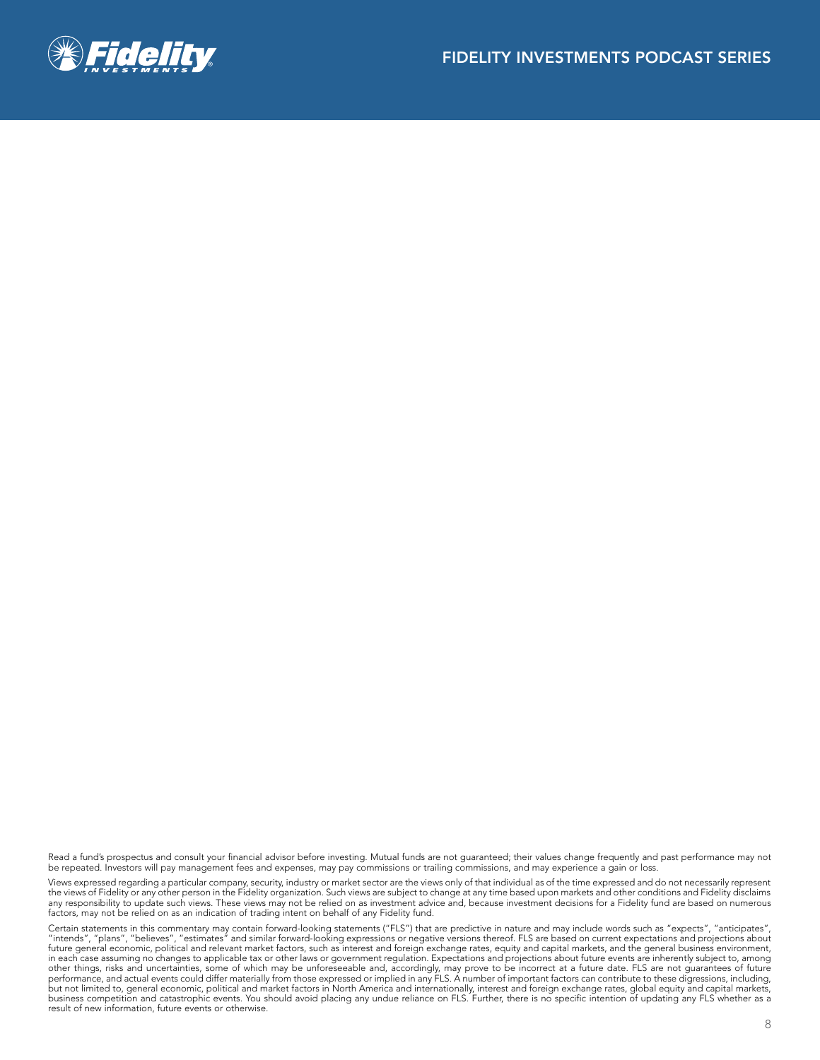Read a fund's prospectus and consult your financial advisor before investing. Mutual funds are not guaranteed; their values change frequently and past performance may not be repeated. Investors will pay management fees and expenses, may pay commissions or trailing commissions, and may experience a gain or loss.

Views expressed regarding a particular company, security, industry or market sector are the views only of that individual as of the time expressed and do not necessarily represent the views of Fidelity or any other person in the Fidelity organization. Such views are subject to change at any time based upon markets and other conditions and Fidelity disclaims any responsibility to update such views. These views may not be relied on as investment advice and, because investment decisions for a Fidelity fund are based on numerous factors, may not be relied on as an indication of trading intent on behalf of any Fidelity fund.

Certain statements in this commentary may contain forward-looking statements ("FLS") that are predictive in nature and may include words such as "expects", "anticipates", "intends", "plans", "believes", "estimates" and similar forward-looking expressions or negative versions thereof. FLS are based on current expectations and projections about future general economic, political and relevant market factors, such as interest and foreign exchange rates, equity and capital markets, and the general business environment, in each case assuming no changes to applicable tax or other laws or government regulation. Expectations and projections about future events are inherently subject to, among other things, risks and uncertainties, some of which may be unforeseeable and, accordingly, may prove to be incorrect at a future date. FLS are not guarantees of future performance, and actual events could differ materially from those expressed or implied in any FLS. A number of important factors can contribute to these digressions, including, but not limited to, general economic, political and market factors in North America and internationally, interest and foreign exchange rates, global equity and capital markets, business competition and catastrophic events. You should avoid placing any undue reliance on FLS. Further, there is no specific intention of updating any FLS whether as a result of new information, future events or otherwise.